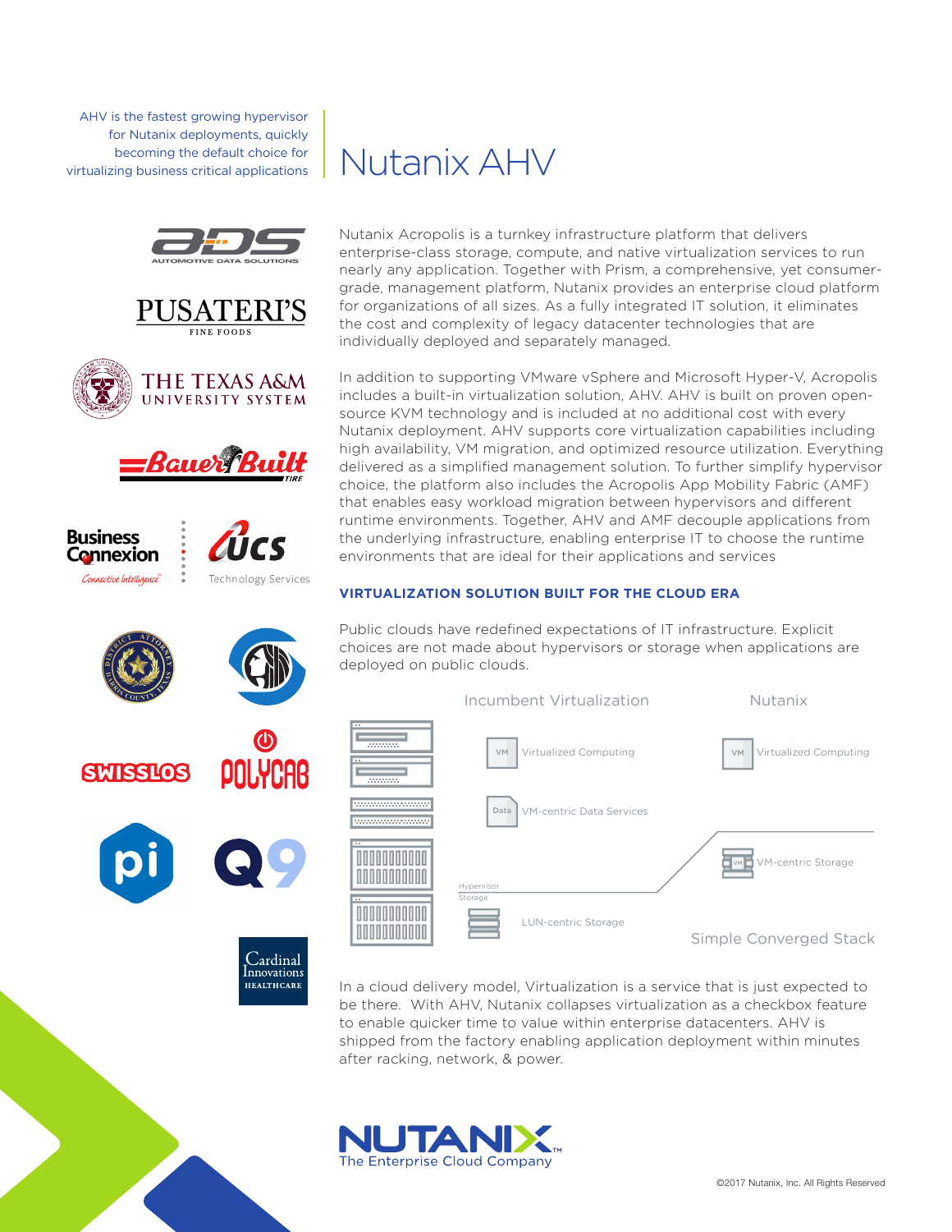AHV is the fastest growing hypervisor for Nutanix deployments, quickly becoming the default choice for virtualizing business critical applications

# Nutanix AHV

Nutanix Acropolis is a turnkey infrastructure platform that delivers enterprise-class storage, compute, and native virtualization services to run nearly any application. Together with Prism, a comprehensive, yet consumer-grade, management platform, Nutanix provides an enterprise cloud platform for organizations of all sizes. As a fully integrated IT solution, it eliminates the cost and complexity of legacy datacenter technologies that are individually deployed and separately managed.

In addition to supporting VMware vSphere and Microsoft Hyper-V, Acropolis includes a built-in virtualization solution, AHV. AHV is built on proven open-source KVM technology and is included at no additional cost with every Nutanix deployment. AHV supports core virtualization capabilities including high availability, VM migration, and optimized resource utilization. Everything delivered as a simplified management solution. To further simplify hypervisor choice, the platform also includes the Acropolis App Mobility Fabric (AMF) that enables easy workload migration between hypervisors and different runtime environments. Together, AHV and AMF decouple applications from the underlying infrastructure, enabling enterprise IT to choose the runtime environments that are ideal for their applications and services

## VIRTUALIZATION SOLUTION BUILT FOR THE CLOUD ERA

Public clouds have redefined expectations of IT infrastructure. Explicit choices are not made about hypervisors or storage when applications are deployed on public clouds.

Incumbent Virtualization

- VM Virtualized Computing
- Data VM-centric Data Services
- Hypervisor / Storage
- LUN-centric Storage

Nutanix

- VM Virtualized Computing
- VM-centric Storage

Simple Converged Stack

In a cloud delivery model, Virtualization is a service that is just expected to be there. With AHV, Nutanix collapses virtualization as a checkbox feature to enable quicker time to value within enterprise datacenters. AHV is shipped from the factory enabling application deployment within minutes after racking, network, & power.

NUTANIX™
The Enterprise Cloud Company

©2017 Nutanix, Inc. All Rights Reserved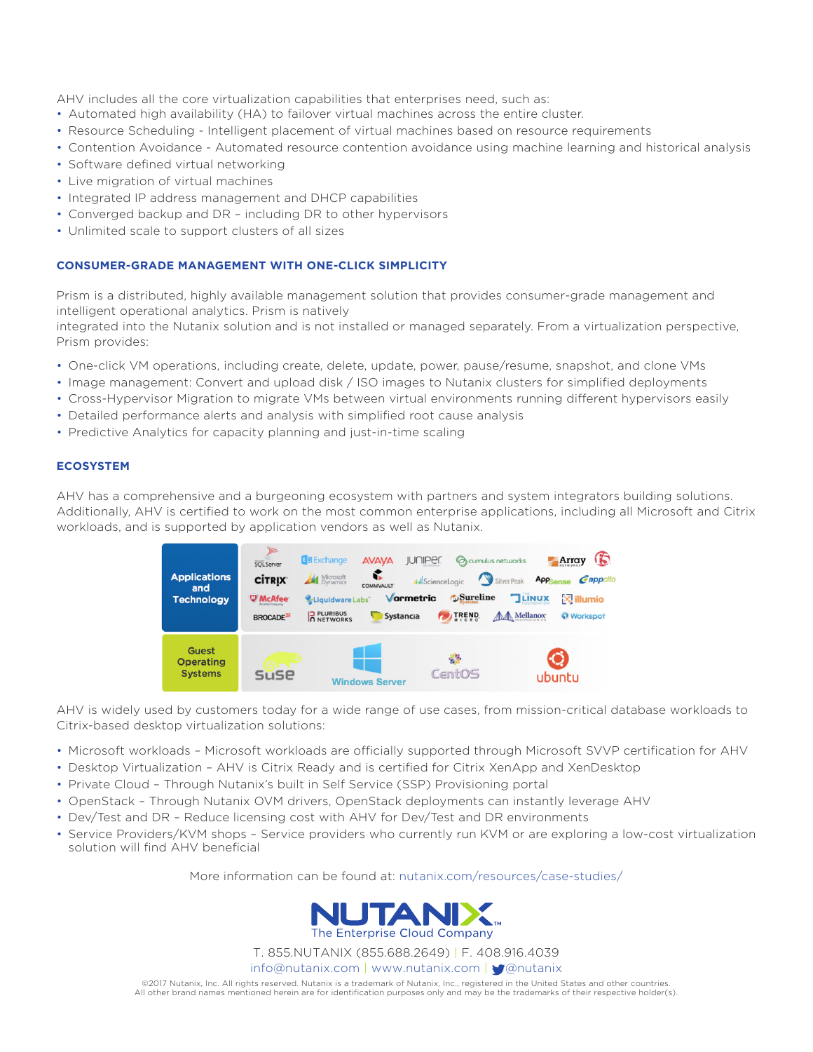AHV includes all the core virtualization capabilities that enterprises need, such as:

- Automated high availability (HA) to failover virtual machines across the entire cluster.
- Resource Scheduling - Intelligent placement of virtual machines based on resource requirements
- Contention Avoidance - Automated resource contention avoidance using machine learning and historical analysis
- Software defined virtual networking
- Live migration of virtual machines
- Integrated IP address management and DHCP capabilities
- Converged backup and DR – including DR to other hypervisors
- Unlimited scale to support clusters of all sizes

## CONSUMER-GRADE MANAGEMENT WITH ONE-CLICK SIMPLICITY

Prism is a distributed, highly available management solution that provides consumer-grade management and intelligent operational analytics. Prism is natively
integrated into the Nutanix solution and is not installed or managed separately. From a virtualization perspective, Prism provides:

- One-click VM operations, including create, delete, update, power, pause/resume, snapshot, and clone VMs
- Image management: Convert and upload disk / ISO images to Nutanix clusters for simplified deployments
- Cross-Hypervisor Migration to migrate VMs between virtual environments running different hypervisors easily
- Detailed performance alerts and analysis with simplified root cause analysis
- Predictive Analytics for capacity planning and just-in-time scaling

## ECOSYSTEM

AHV has a comprehensive and a burgeoning ecosystem with partners and system integrators building solutions. Additionally, AHV is certified to work on the most common enterprise applications, including all Microsoft and Citrix workloads, and is supported by application vendors as well as Nutanix.

Applications and Technology

SQL Server, Exchange, AVAYA, JUNIPER, cumulus networks, Array, F5, CITRIX, Microsoft Dynamics, COMMVAULT, ScienceLogic, Silver Peak, AppSense, appcito, McAfee, Liquidware Labs, Vormetric, Sureline, Linux Foundation, illumio, BROCADE, PLURIBUS NETWORKS, Systancia, TREND MICRO, Mellanox, Workspot

Guest Operating Systems

SUSE, Windows Server, CentOS, ubuntu

AHV is widely used by customers today for a wide range of use cases, from mission-critical database workloads to Citrix-based desktop virtualization solutions:

- Microsoft workloads – Microsoft workloads are officially supported through Microsoft SVVP certification for AHV
- Desktop Virtualization – AHV is Citrix Ready and is certified for Citrix XenApp and XenDesktop
- Private Cloud – Through Nutanix's built in Self Service (SSP) Provisioning portal
- OpenStack – Through Nutanix OVM drivers, OpenStack deployments can instantly leverage AHV
- Dev/Test and DR – Reduce licensing cost with AHV for Dev/Test and DR environments
- Service Providers/KVM shops – Service providers who currently run KVM or are exploring a low-cost virtualization solution will find AHV beneficial

More information can be found at: nutanix.com/resources/case-studies/

NUTANIX™
The Enterprise Cloud Company

T. 855.NUTANIX (855.688.2649) | F. 408.916.4039
info@nutanix.com | www.nutanix.com | @nutanix

©2017 Nutanix, Inc. All rights reserved. Nutanix is a trademark of Nutanix, Inc., registered in the United States and other countries.
All other brand names mentioned herein are for identification purposes only and may be the trademarks of their respective holder(s).